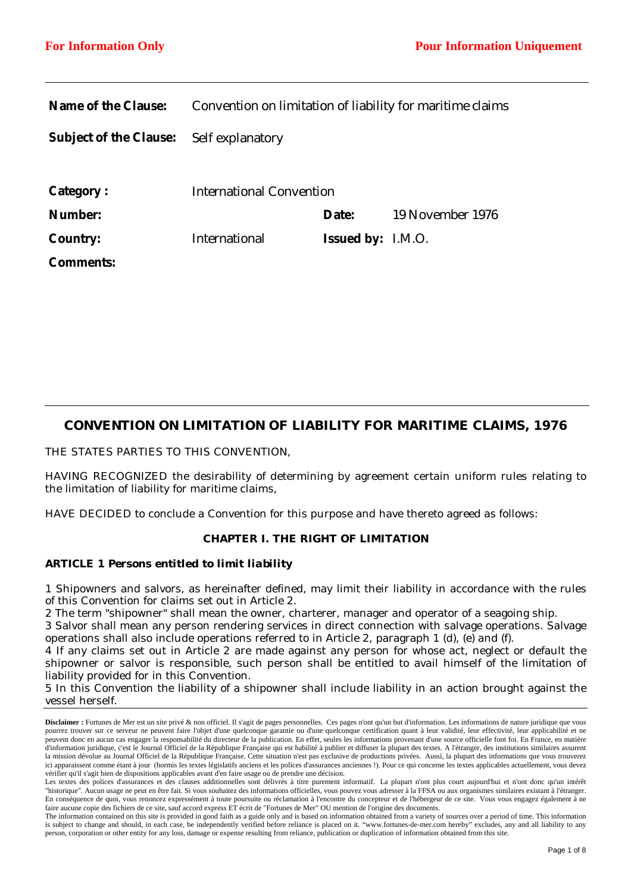**For Information Only** **Pour Information Uniquement**

| | | | |
|---|---|---|---|
| **Name of the Clause:** | Convention on limitation of liability for maritime claims | | |
| **Subject of the Clause:** | Self explanatory | | |
| **Category :** | International Convention | | |
| **Number:** | | **Date:** | 19 November 1976 |
| **Country:** | International | **Issued by:** | I.M.O. |
| **Comments:** | | | |

# CONVENTION ON LIMITATION OF LIABILITY FOR MARITIME CLAIMS, 1976

THE STATES PARTIES TO THIS CONVENTION,

HAVING RECOGNIZED the desirability of determining by agreement certain uniform rules relating to the limitation of liability for maritime claims,

HAVE DECIDED to conclude a Convention for this purpose and have thereto agreed as follows:

## CHAPTER I. THE RIGHT OF LIMITATION

### ARTICLE 1 Persons entitled to limit liability

1 Shipowners and salvors, as hereinafter defined, may limit their liability in accordance with the rules of this Convention for claims set out in Article 2.

2 The term "shipowner" shall mean the owner, charterer, manager and operator of a seagoing ship.

3 Salvor shall mean any person rendering services in direct connection with salvage operations. Salvage operations shall also include operations referred to in Article 2, paragraph 1 (d), (e) and (f).

4 If any claims set out in Article 2 are made against any person for whose act, neglect or default the shipowner or salvor is responsible, such person shall be entitled to avail himself of the limitation of liability provided for in this Convention.

5 In this Convention the liability of a shipowner shall include liability in an action brought against the vessel herself.

**Disclaimer :** Fortunes de Mer est un site privé & non officiel. Il s'agit de pages personnelles. Ces pages n'ont qu'un but d'information. Les informations de nature juridique que vous pourrez trouver sur ce serveur ne peuvent faire l'objet d'une quelconque garantie ou d'une quelconque certification quant à leur validité, leur effectivité, leur applicabilité et ne peuvent donc en aucun cas engager la responsabilité du directeur de la publication. En effet, seules les informations provenant d'une source officielle font foi. En France, en matière d'information juridique, c'est le Journal Officiel de la République Française qui est habilité à publier et diffuser la plupart des textes. A l'étranger, des institutions similaires assurent la mission dévolue au Journal Officiel de la République Française. Cette situation n'est pas exclusive de productions privées. Aussi, la plupart des informations que vous trouverez ici apparaissent comme étant à jour (hormis les textes législatifs anciens et les polices d'assurances anciennes !). Pour ce qui concerne les textes applicables actuellement, vous devez vérifier qu'il s'agit bien de dispositions applicables avant d'en faire usage ou de prendre une décision.
Les textes des polices d'assurances et des clauses additionnelles sont délivrés à titre purement informatif. La plupart n'ont plus court aujourd'hui et n'ont donc qu'un intérêt "historique". Aucun usage ne peut en être fait. Si vous souhaitez des informations officielles, vous pouvez vous adresser à la FFSA ou aux organismes similaires existant à l'étranger. En conséquence de quoi, vous renoncez expressément à toute poursuite ou réclamation à l'encontre du concepteur et de l'hébergeur de ce site. Vous vous engagez également à ne faire aucune copie des fichiers de ce site, sauf accord express ET écrit de "Fortunes de Mer" OU mention de l'origine des documents.
The information contained on this site is provided in good faith as a guide only and is based on information obtained from a variety of sources over a period of time. This information is subject to change and should, in each case, be independently verified before reliance is placed on it. "www.fortunes-de-mer.com hereby" excludes, any and all liability to any person, corporation or other entity for any loss, damage or expense resulting from reliance, publication or duplication of information obtained from this site.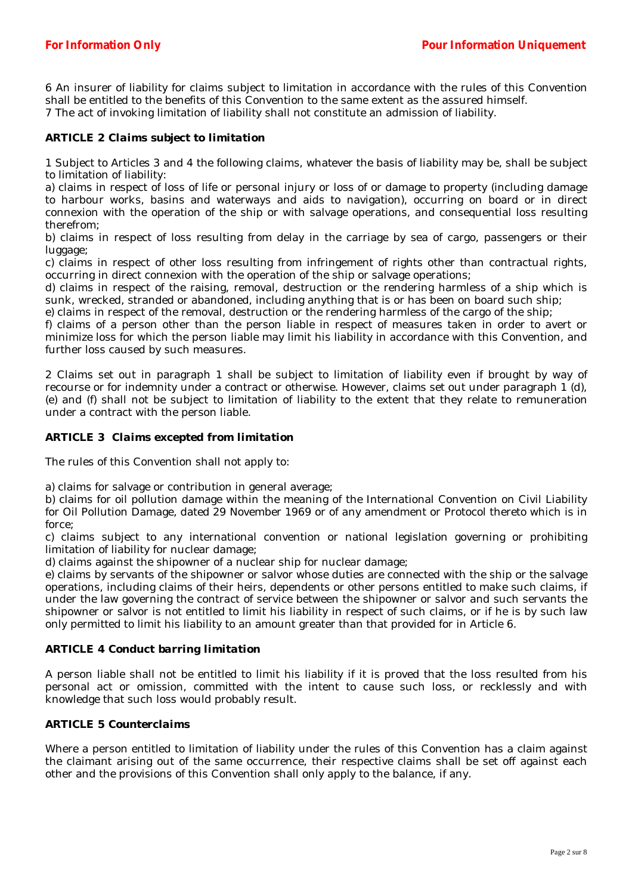6 An insurer of liability for claims subject to limitation in accordance with the rules of this Convention shall be entitled to the benefits of this Convention to the same extent as the assured himself.
7 The act of invoking limitation of liability shall not constitute an admission of liability.

**ARTICLE 2 *Claims subject to limitation***

1 Subject to Articles 3 and 4 the following claims, whatever the basis of liability may be, shall be subject to limitation of liability:
a) claims in respect of loss of life or personal injury or loss of or damage to property (including damage to harbour works, basins and waterways and aids to navigation), occurring on board or in direct connexion with the operation of the ship or with salvage operations, and consequential loss resulting therefrom;
b) claims in respect of loss resulting from delay in the carriage by sea of cargo, passengers or their luggage;
c) claims in respect of other loss resulting from infringement of rights other than contractual rights, occurring in direct connexion with the operation of the ship or salvage operations;
d) claims in respect of the raising, removal, destruction or the rendering harmless of a ship which is sunk, wrecked, stranded or abandoned, including anything that is or has been on board such ship;
e) claims in respect of the removal, destruction or the rendering harmless of the cargo of the ship;
f) claims of a person other than the person liable in respect of measures taken in order to avert or minimize loss for which the person liable may limit his liability in accordance with this Convention, and further loss caused by such measures.

2 Claims set out in paragraph 1 shall be subject to limitation of liability even if brought by way of recourse or for indemnity under a contract or otherwise. However, claims set out under paragraph 1 (d), (e) and (f) shall not be subject to limitation of liability to the extent that they relate to remuneration under a contract with the person liable.

**ARTICLE 3 *Claims excepted from limitation***

The rules of this Convention shall not apply to:

a) claims for salvage or contribution in general average;
b) claims for oil pollution damage within the meaning of the International Convention on Civil Liability for Oil Pollution Damage, dated 29 November 1969 or of any amendment or Protocol thereto which is in force;
c) claims subject to any international convention or national legislation governing or prohibiting limitation of liability for nuclear damage;
d) claims against the shipowner of a nuclear ship for nuclear damage;
e) claims by servants of the shipowner or salvor whose duties are connected with the ship or the salvage operations, including claims of their heirs, dependents or other persons entitled to make such claims, if under the law governing the contract of service between the shipowner or salvor and such servants the shipowner or salvor is not entitled to limit his liability in respect of such claims, or if he is by such law only permitted to limit his liability to an amount greater than that provided for in Article 6.

**ARTICLE 4 *Conduct barring limitation***

A person liable shall not be entitled to limit his liability if it is proved that the loss resulted from his personal act or omission, committed with the intent to cause such loss, or recklessly and with knowledge that such loss would probably result.

**ARTICLE 5 *Counterclaims***

Where a person entitled to limitation of liability under the rules of this Convention has a claim against the claimant arising out of the same occurrence, their respective claims shall be set off against each other and the provisions of this Convention shall only apply to the balance, if any.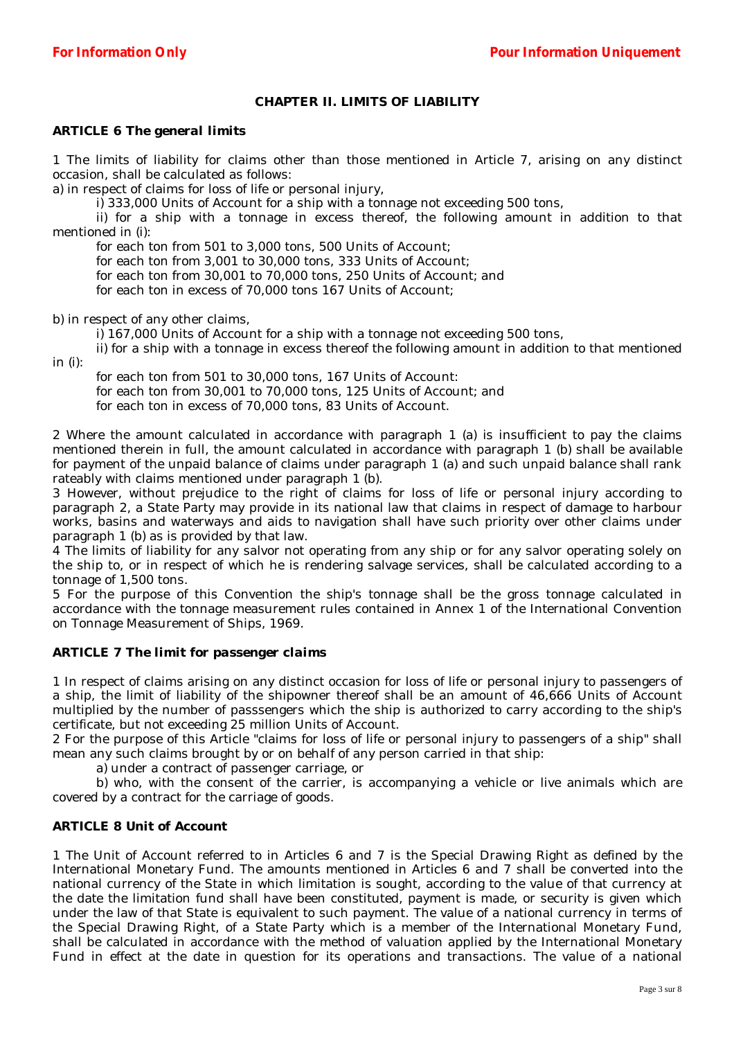## CHAPTER II. LIMITS OF LIABILITY

### ARTICLE 6 *The general limits*

1 The limits of liability for claims other than those mentioned in Article 7, arising on any distinct occasion, shall be calculated as follows:

a) in respect of claims for loss of life or personal injury,

i) 333,000 Units of Account for a ship with a tonnage not exceeding 500 tons,

ii) for a ship with a tonnage in excess thereof, the following amount in addition to that mentioned in (i):

for each ton from 501 to 3,000 tons, 500 Units of Account;

for each ton from 3,001 to 30,000 tons, 333 Units of Account;

for each ton from 30,001 to 70,000 tons, 250 Units of Account; and

for each ton in excess of 70,000 tons 167 Units of Account;

b) in respect of any other claims,

i) 167,000 Units of Account for a ship with a tonnage not exceeding 500 tons,

ii) for a ship with a tonnage in excess thereof the following amount in addition to that mentioned in (i):

for each ton from 501 to 30,000 tons, 167 Units of Account:

for each ton from 30,001 to 70,000 tons, 125 Units of Account; and

for each ton in excess of 70,000 tons, 83 Units of Account.

2 Where the amount calculated in accordance with paragraph 1 (a) is insufficient to pay the claims mentioned therein in full, the amount calculated in accordance with paragraph 1 (b) shall be available for payment of the unpaid balance of claims under paragraph 1 (a) and such unpaid balance shall rank rateably with claims mentioned under paragraph 1 (b).

3 However, without prejudice to the right of claims for loss of life or personal injury according to paragraph 2, a State Party may provide in its national law that claims in respect of damage to harbour works, basins and waterways and aids to navigation shall have such priority over other claims under paragraph 1 (b) as is provided by that law.

4 The limits of liability for any salvor not operating from any ship or for any salvor operating solely on the ship to, or in respect of which he is rendering salvage services, shall be calculated according to a tonnage of 1,500 tons.

5 For the purpose of this Convention the ship's tonnage shall be the gross tonnage calculated in accordance with the tonnage measurement rules contained in Annex 1 of the International Convention on Tonnage Measurement of Ships, 1969.

### ARTICLE 7 *The limit for passenger claims*

1 In respect of claims arising on any distinct occasion for loss of life or personal injury to passengers of a ship, the limit of liability of the shipowner thereof shall be an amount of 46,666 Units of Account multiplied by the number of passsengers which the ship is authorized to carry according to the ship's certificate, but not exceeding 25 million Units of Account.

2 For the purpose of this Article "claims for loss of life or personal injury to passengers of a ship" shall mean any such claims brought by or on behalf of any person carried in that ship:

a) under a contract of passenger carriage, or

b) who, with the consent of the carrier, is accompanying a vehicle or live animals which are covered by a contract for the carriage of goods.

### ARTICLE 8 *Unit of Account*

1 The Unit of Account referred to in Articles 6 and 7 is the Special Drawing Right as defined by the International Monetary Fund. The amounts mentioned in Articles 6 and 7 shall be converted into the national currency of the State in which limitation is sought, according to the value of that currency at the date the limitation fund shall have been constituted, payment is made, or security is given which under the law of that State is equivalent to such payment. The value of a national currency in terms of the Special Drawing Right, of a State Party which is a member of the International Monetary Fund, shall be calculated in accordance with the method of valuation applied by the International Monetary Fund in effect at the date in question for its operations and transactions. The value of a national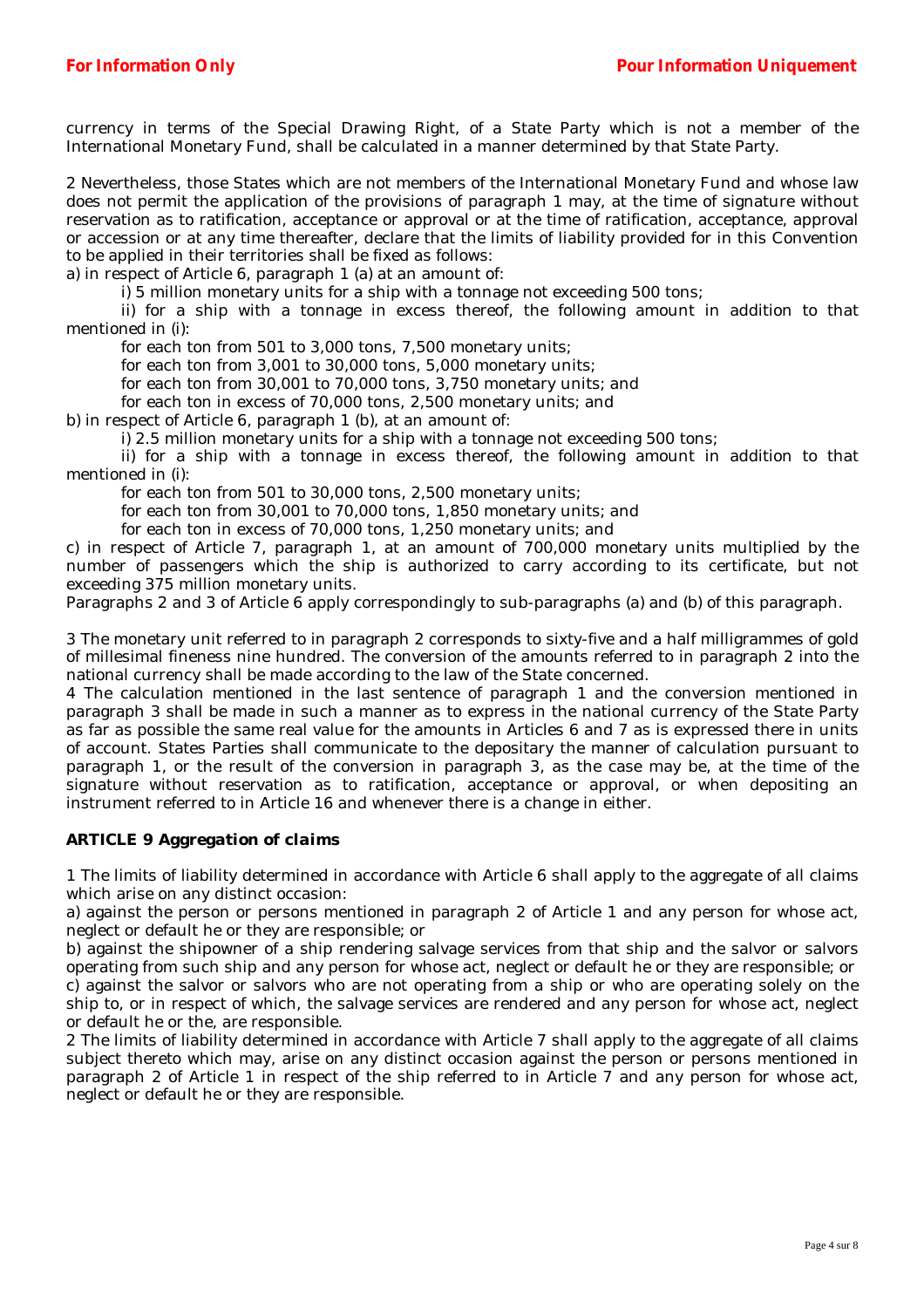currency in terms of the Special Drawing Right, of a State Party which is not a member of the International Monetary Fund, shall be calculated in a manner determined by that State Party.

2 Nevertheless, those States which are not members of the International Monetary Fund and whose law does not permit the application of the provisions of paragraph 1 may, at the time of signature without reservation as to ratification, acceptance or approval or at the time of ratification, acceptance, approval or accession or at any time thereafter, declare that the limits of liability provided for in this Convention to be applied in their territories shall be fixed as follows:

a) in respect of Article 6, paragraph 1 (a) at an amount of:

i) 5 million monetary units for a ship with a tonnage not exceeding 500 tons;

ii) for a ship with a tonnage in excess thereof, the following amount in addition to that mentioned in (i):

for each ton from 501 to 3,000 tons, 7,500 monetary units;

for each ton from 3,001 to 30,000 tons, 5,000 monetary units;

for each ton from 30,001 to 70,000 tons, 3,750 monetary units; and

for each ton in excess of 70,000 tons, 2,500 monetary units; and

b) in respect of Article 6, paragraph 1 (b), at an amount of:

i) 2.5 million monetary units for a ship with a tonnage not exceeding 500 tons;

ii) for a ship with a tonnage in excess thereof, the following amount in addition to that mentioned in (i):

for each ton from 501 to 30,000 tons, 2,500 monetary units;

for each ton from 30,001 to 70,000 tons, 1,850 monetary units; and

for each ton in excess of 70,000 tons, 1,250 monetary units; and

c) in respect of Article 7, paragraph 1, at an amount of 700,000 monetary units multiplied by the number of passengers which the ship is authorized to carry according to its certificate, but not exceeding 375 million monetary units.

Paragraphs 2 and 3 of Article 6 apply correspondingly to sub-paragraphs (a) and (b) of this paragraph.

3 The monetary unit referred to in paragraph 2 corresponds to sixty-five and a half milligrammes of gold of millesimal fineness nine hundred. The conversion of the amounts referred to in paragraph 2 into the national currency shall be made according to the law of the State concerned.

4 The calculation mentioned in the last sentence of paragraph 1 and the conversion mentioned in paragraph 3 shall be made in such a manner as to express in the national currency of the State Party as far as possible the same real value for the amounts in Articles 6 and 7 as is expressed there in units of account. States Parties shall communicate to the depositary the manner of calculation pursuant to paragraph 1, or the result of the conversion in paragraph 3, as the case may be, at the time of the signature without reservation as to ratification, acceptance or approval, or when depositing an instrument referred to in Article 16 and whenever there is a change in either.

### ARTICLE 9 *Aggregation of claims*

1 The limits of liability determined in accordance with Article 6 shall apply to the aggregate of all claims which arise on any distinct occasion:

a) against the person or persons mentioned in paragraph 2 of Article 1 and any person for whose act, neglect or default he or they are responsible; or

b) against the shipowner of a ship rendering salvage services from that ship and the salvor or salvors operating from such ship and any person for whose act, neglect or default he or they are responsible; or

c) against the salvor or salvors who are not operating from a ship or who are operating solely on the ship to, or in respect of which, the salvage services are rendered and any person for whose act, neglect or default he or the, are responsible.

2 The limits of liability determined in accordance with Article 7 shall apply to the aggregate of all claims subject thereto which may, arise on any distinct occasion against the person or persons mentioned in paragraph 2 of Article 1 in respect of the ship referred to in Article 7 and any person for whose act, neglect or default he or they are responsible.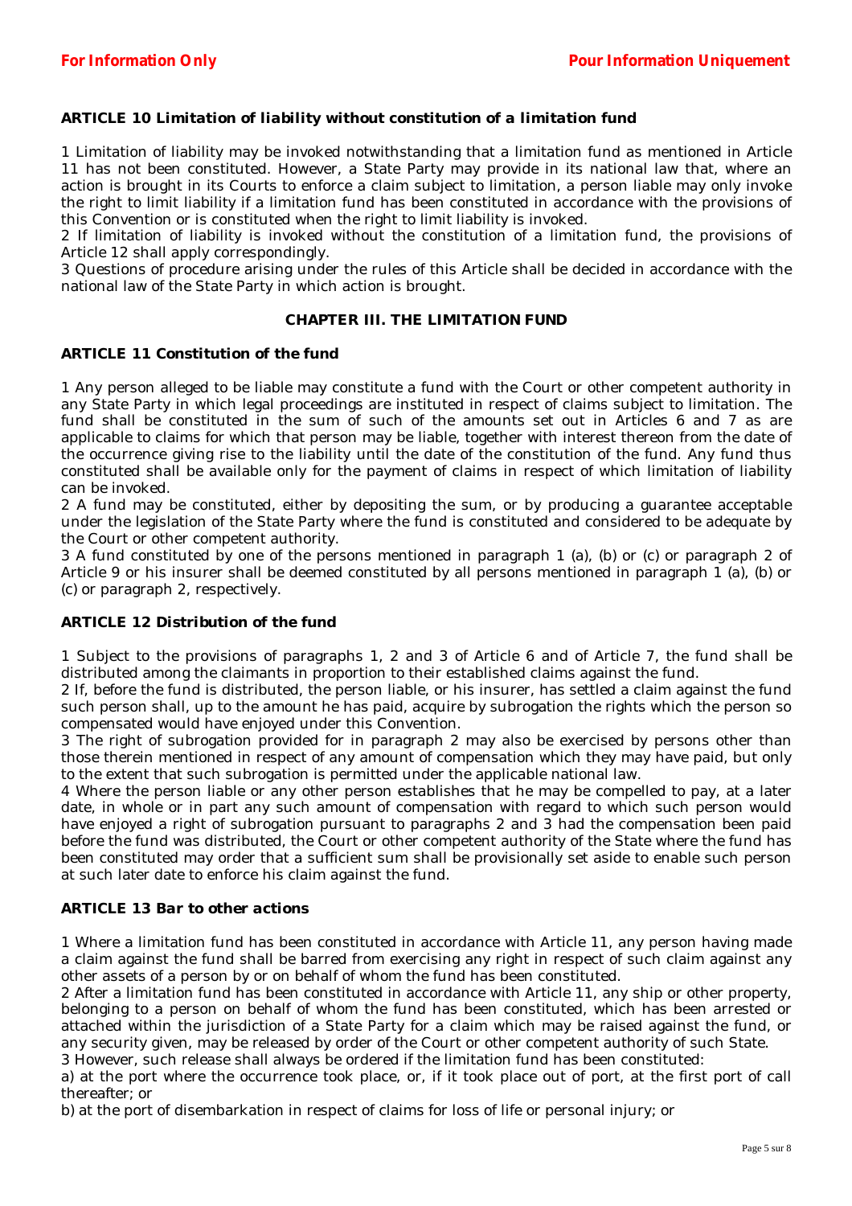### ARTICLE 10 *Limitation of liability without constitution of a limitation fund*

1 Limitation of liability may be invoked notwithstanding that a limitation fund as mentioned in Article 11 has not been constituted. However, a State Party may provide in its national law that, where an action is brought in its Courts to enforce a claim subject to limitation, a person liable may only invoke the right to limit liability if a limitation fund has been constituted in accordance with the provisions of this Convention or is constituted when the right to limit liability is invoked.
2 If limitation of liability is invoked without the constitution of a limitation fund, the provisions of Article 12 shall apply correspondingly.
3 Questions of procedure arising under the rules of this Article shall be decided in accordance with the national law of the State Party in which action is brought.

## CHAPTER III. THE LIMITATION FUND

### ARTICLE 11 *Constitution of the fund*

1 Any person alleged to be liable may constitute a fund with the Court or other competent authority in any State Party in which legal proceedings are instituted in respect of claims subject to limitation. The fund shall be constituted in the sum of such of the amounts set out in Articles 6 and 7 as are applicable to claims for which that person may be liable, together with interest thereon from the date of the occurrence giving rise to the liability until the date of the constitution of the fund. Any fund thus constituted shall be available only for the payment of claims in respect of which limitation of liability can be invoked.
2 A fund may be constituted, either by depositing the sum, or by producing a guarantee acceptable under the legislation of the State Party where the fund is constituted and considered to be adequate by the Court or other competent authority.
3 A fund constituted by one of the persons mentioned in paragraph 1 (a), (b) or (c) or paragraph 2 of Article 9 or his insurer shall be deemed constituted by all persons mentioned in paragraph 1 (a), (b) or (c) or paragraph 2, respectively.

### ARTICLE 12 *Distribution of the fund*

1 Subject to the provisions of paragraphs 1, 2 and 3 of Article 6 and of Article 7, the fund shall be distributed among the claimants in proportion to their established claims against the fund.
2 If, before the fund is distributed, the person liable, or his insurer, has settled a claim against the fund such person shall, up to the amount he has paid, acquire by subrogation the rights which the person so compensated would have enjoyed under this Convention.
3 The right of subrogation provided for in paragraph 2 may also be exercised by persons other than those therein mentioned in respect of any amount of compensation which they may have paid, but only to the extent that such subrogation is permitted under the applicable national law.
4 Where the person liable or any other person establishes that he may be compelled to pay, at a later date, in whole or in part any such amount of compensation with regard to which such person would have enjoyed a right of subrogation pursuant to paragraphs 2 and 3 had the compensation been paid before the fund was distributed, the Court or other competent authority of the State where the fund has been constituted may order that a sufficient sum shall be provisionally set aside to enable such person at such later date to enforce his claim against the fund.

### ARTICLE 13 *Bar to other actions*

1 Where a limitation fund has been constituted in accordance with Article 11, any person having made a claim against the fund shall be barred from exercising any right in respect of such claim against any other assets of a person by or on behalf of whom the fund has been constituted.
2 After a limitation fund has been constituted in accordance with Article 11, any ship or other property, belonging to a person on behalf of whom the fund has been constituted, which has been arrested or attached within the jurisdiction of a State Party for a claim which may be raised against the fund, or any security given, may be released by order of the Court or other competent authority of such State.
3 However, such release shall always be ordered if the limitation fund has been constituted:
a) at the port where the occurrence took place, or, if it took place out of port, at the first port of call thereafter; or
b) at the port of disembarkation in respect of claims for loss of life or personal injury; or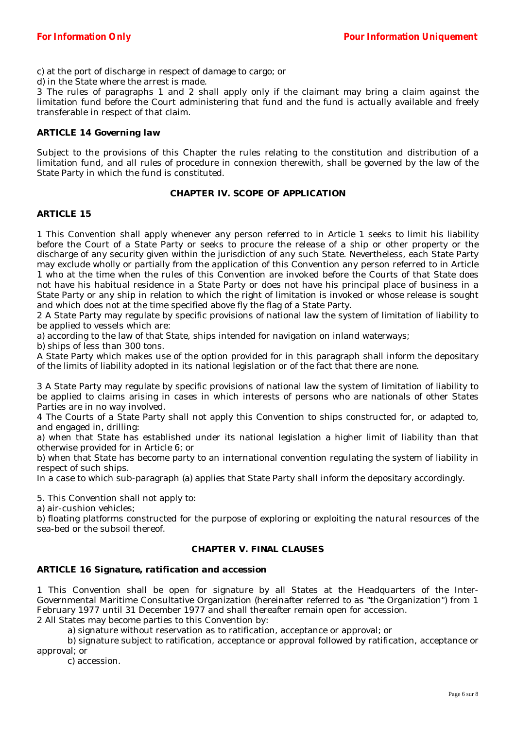c) at the port of discharge in respect of damage to cargo; or

d) in the State where the arrest is made.

3 The rules of paragraphs 1 and 2 shall apply only if the claimant may bring a claim against the limitation fund before the Court administering that fund and the fund is actually available and freely transferable in respect of that claim.

**ARTICLE 14 Governing law**

Subject to the provisions of this Chapter the rules relating to the constitution and distribution of a limitation fund, and all rules of procedure in connexion therewith, shall be governed by the law of the State Party in which the fund is constituted.

## CHAPTER IV. SCOPE OF APPLICATION

**ARTICLE 15**

1 This Convention shall apply whenever any person referred to in Article 1 seeks to limit his liability before the Court of a State Party or seeks to procure the release of a ship or other property or the discharge of any security given within the jurisdiction of any such State. Nevertheless, each State Party may exclude wholly or partially from the application of this Convention any person referred to in Article 1 who at the time when the rules of this Convention are invoked before the Courts of that State does not have his habitual residence in a State Party or does not have his principal place of business in a State Party or any ship in relation to which the right of limitation is invoked or whose release is sought and which does not at the time specified above fly the flag of a State Party.

2 A State Party may regulate by specific provisions of national law the system of limitation of liability to be applied to vessels which are:

a) according to the law of that State, ships intended for navigation on inland waterways;

b) ships of less than 300 tons.

A State Party which makes use of the option provided for in this paragraph shall inform the depositary of the limits of liability adopted in its national legislation or of the fact that there are none.

3 A State Party may regulate by specific provisions of national law the system of limitation of liability to be applied to claims arising in cases in which interests of persons who are nationals of other States Parties are in no way involved.

4 The Courts of a State Party shall not apply this Convention to ships constructed for, or adapted to, and engaged in, drilling:

a) when that State has established under its national legislation a higher limit of liability than that otherwise provided for in Article 6; or

b) when that State has become party to an international convention regulating the system of liability in respect of such ships.

In a case to which sub-paragraph (a) applies that State Party shall inform the depositary accordingly.

5. This Convention shall not apply to:

a) air-cushion vehicles;

b) floating platforms constructed for the purpose of exploring or exploiting the natural resources of the sea-bed or the subsoil thereof.

## CHAPTER V. FINAL CLAUSES

**ARTICLE 16 Signature, ratification and accession**

1 This Convention shall be open for signature by all States at the Headquarters of the Inter-Governmental Maritime Consultative Organization (hereinafter referred to as "the Organization") from 1 February 1977 until 31 December 1977 and shall thereafter remain open for accession.

2 All States may become parties to this Convention by:

a) signature without reservation as to ratification, acceptance or approval; or

b) signature subject to ratification, acceptance or approval followed by ratification, acceptance or approval; or

c) accession.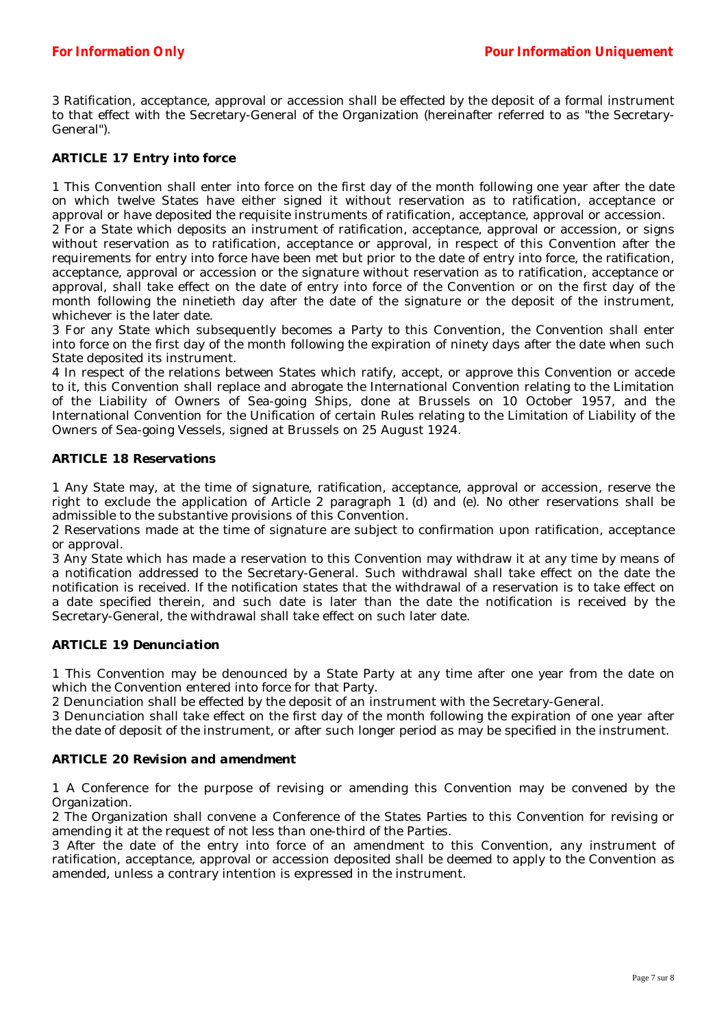3 Ratification, acceptance, approval or accession shall be effected by the deposit of a formal instrument to that effect with the Secretary-General of the Organization (hereinafter referred to as "the Secretary-General").

### ARTICLE 17 *Entry into force*

1 This Convention shall enter into force on the first day of the month following one year after the date on which twelve States have either signed it without reservation as to ratification, acceptance or approval or have deposited the requisite instruments of ratification, acceptance, approval or accession.
2 For a State which deposits an instrument of ratification, acceptance, approval or accession, or signs without reservation as to ratification, acceptance or approval, in respect of this Convention after the requirements for entry into force have been met but prior to the date of entry into force, the ratification, acceptance, approval or accession or the signature without reservation as to ratification, acceptance or approval, shall take effect on the date of entry into force of the Convention or on the first day of the month following the ninetieth day after the date of the signature or the deposit of the instrument, whichever is the later date.
3 For any State which subsequently becomes a Party to this Convention, the Convention shall enter into force on the first day of the month following the expiration of ninety days after the date when such State deposited its instrument.
4 In respect of the relations between States which ratify, accept, or approve this Convention or accede to it, this Convention shall replace and abrogate the International Convention relating to the Limitation of the Liability of Owners of Sea-going Ships, done at Brussels on 10 October 1957, and the International Convention for the Unification of certain Rules relating to the Limitation of Liability of the Owners of Sea-going Vessels, signed at Brussels on 25 August 1924.

### ARTICLE 18 *Reservations*

1 Any State may, at the time of signature, ratification, acceptance, approval or accession, reserve the right to exclude the application of Article 2 paragraph 1 (d) and (e). No other reservations shall be admissible to the substantive provisions of this Convention.
2 Reservations made at the time of signature are subject to confirmation upon ratification, acceptance or approval.
3 Any State which has made a reservation to this Convention may withdraw it at any time by means of a notification addressed to the Secretary-General. Such withdrawal shall take effect on the date the notification is received. If the notification states that the withdrawal of a reservation is to take effect on a date specified therein, and such date is later than the date the notification is received by the Secretary-General, the withdrawal shall take effect on such later date.

### ARTICLE 19 *Denunciation*

1 This Convention may be denounced by a State Party at any time after one year from the date on which the Convention entered into force for that Party.
2 Denunciation shall be effected by the deposit of an instrument with the Secretary-General.
3 Denunciation shall take effect on the first day of the month following the expiration of one year after the date of deposit of the instrument, or after such longer period as may be specified in the instrument.

### ARTICLE 20 *Revision and amendment*

1 A Conference for the purpose of revising or amending this Convention may be convened by the Organization.
2 The Organization shall convene a Conference of the States Parties to this Convention for revising or amending it at the request of not less than one-third of the Parties.
3 After the date of the entry into force of an amendment to this Convention, any instrument of ratification, acceptance, approval or accession deposited shall be deemed to apply to the Convention as amended, unless a contrary intention is expressed in the instrument.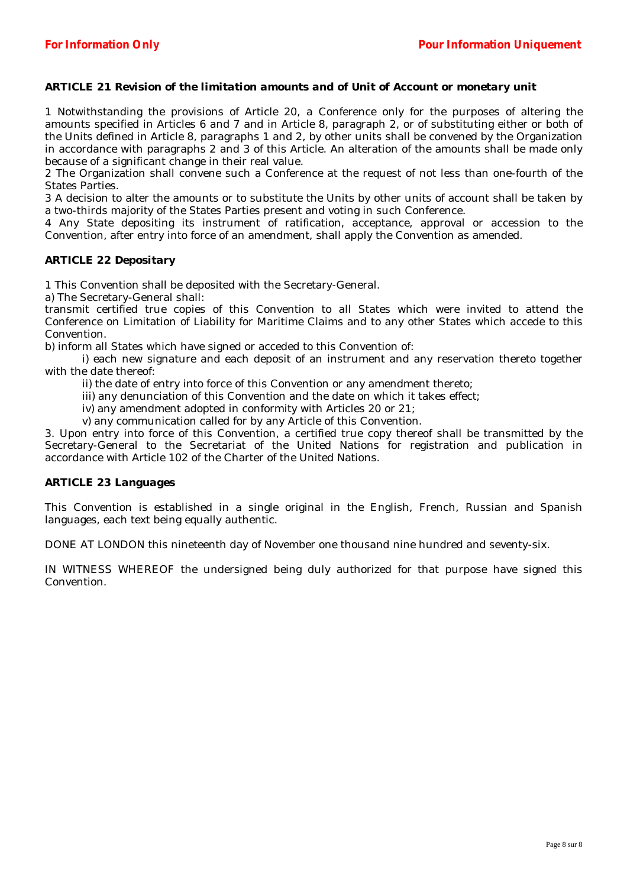**ARTICLE 21 Revision of the limitation amounts and of Unit of Account or monetary unit**

1 Notwithstanding the provisions of Article 20, a Conference only for the purposes of altering the amounts specified in Articles 6 and 7 and in Article 8, paragraph 2, or of substituting either or both of the Units defined in Article 8, paragraphs 1 and 2, by other units shall be convened by the Organization in accordance with paragraphs 2 and 3 of this Article. An alteration of the amounts shall be made only because of a significant change in their real value.
2 The Organization shall convene such a Conference at the request of not less than one-fourth of the States Parties.
3 A decision to alter the amounts or to substitute the Units by other units of account shall be taken by a two-thirds majority of the States Parties present and voting in such Conference.
4 Any State depositing its instrument of ratification, acceptance, approval or accession to the Convention, after entry into force of an amendment, shall apply the Convention as amended.

**ARTICLE 22 Depositary**

1 This Convention shall be deposited with the Secretary-General.
a) The Secretary-General shall:
transmit certified true copies of this Convention to all States which were invited to attend the Conference on Limitation of Liability for Maritime Claims and to any other States which accede to this Convention.
b) inform all States which have signed or acceded to this Convention of:
i) each new signature and each deposit of an instrument and any reservation thereto together with the date thereof:
ii) the date of entry into force of this Convention or any amendment thereto;
iii) any denunciation of this Convention and the date on which it takes effect;
iv) any amendment adopted in conformity with Articles 20 or 21;
v) any communication called for by any Article of this Convention.
3. Upon entry into force of this Convention, a certified true copy thereof shall be transmitted by the Secretary-General to the Secretariat of the United Nations for registration and publication in accordance with Article 102 of the Charter of the United Nations.

**ARTICLE 23 Languages**

This Convention is established in a single original in the English, French, Russian and Spanish languages, each text being equally authentic.

DONE AT LONDON this nineteenth day of November one thousand nine hundred and seventy-six.

IN WITNESS WHEREOF the undersigned being duly authorized for that purpose have signed this Convention.